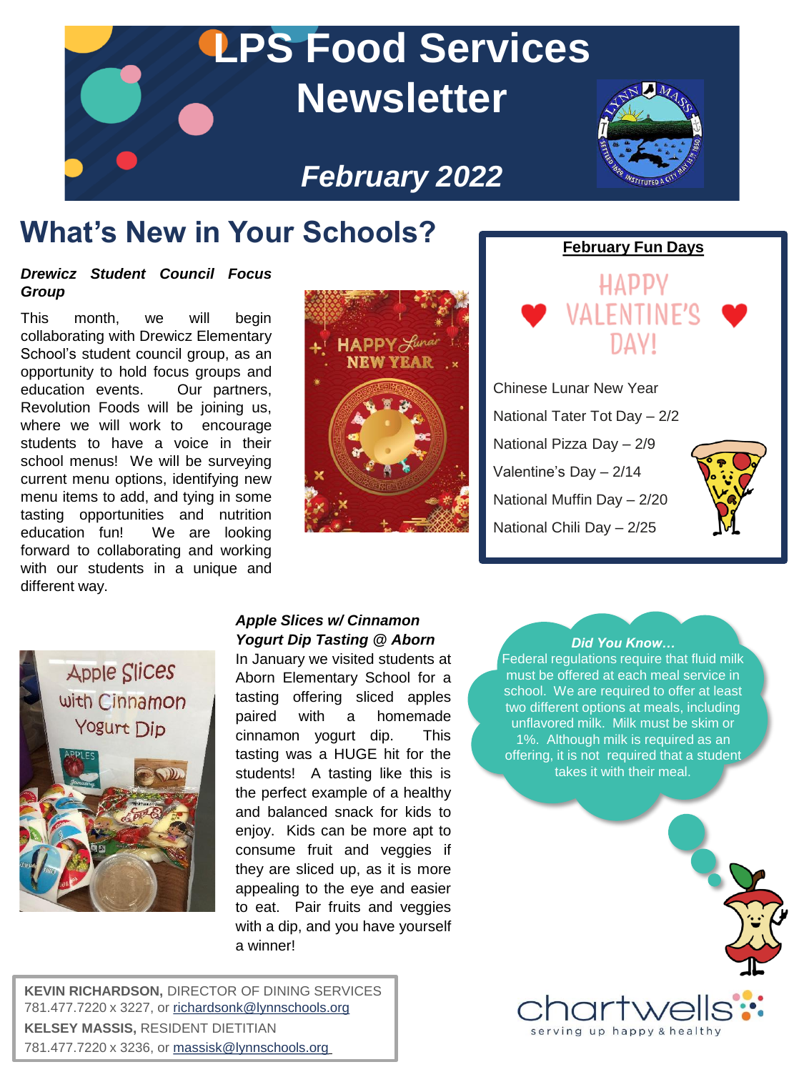# LPS Food Services Newsletter

## February 2022

## What's New in Your Schools?

***Drewicz Student Council Focus Group***

This month, we will begin collaborating with Drewicz Elementary School's student council group, as an opportunity to hold focus groups and education events. Our partners, Revolution Foods will be joining us, where we will work to encourage students to have a voice in their school menus! We will be surveying current menu options, identifying new menu items to add, and tying in some tasting opportunities and nutrition education fun! We are looking forward to collaborating and working with our students in a unique and different way.

### February Fun Days

HAPPY VALENTINE'S DAY!

- Chinese Lunar New Year
- National Tater Tot Day – 2/2
- National Pizza Day – 2/9
- Valentine's Day – 2/14
- National Muffin Day – 2/20
- National Chili Day – 2/25

***Apple Slices w/ Cinnamon Yogurt Dip Tasting @ Aborn***

In January we visited students at Aborn Elementary School for a tasting offering sliced apples paired with a homemade cinnamon yogurt dip. This tasting was a HUGE hit for the students! A tasting like this is the perfect example of a healthy and balanced snack for kids to enjoy. Kids can be more apt to consume fruit and veggies if they are sliced up, as it is more appealing to the eye and easier to eat. Pair fruits and veggies with a dip, and you have yourself a winner!

***Did You Know…***

Federal regulations require that fluid milk must be offered at each meal service in school. We are required to offer at least two different options at meals, including unflavored milk. Milk must be skim or 1%. Although milk is required as an offering, it is not required that a student takes it with their meal.

**KEVIN RICHARDSON,** DIRECTOR OF DINING SERVICES
781.477.7220 x 3227, or richardsonk@lynnschools.org

**KELSEY MASSIS,** RESIDENT DIETITIAN
781.477.7220 x 3236, or massisk@lynnschools.org

chartwells
serving up happy & healthy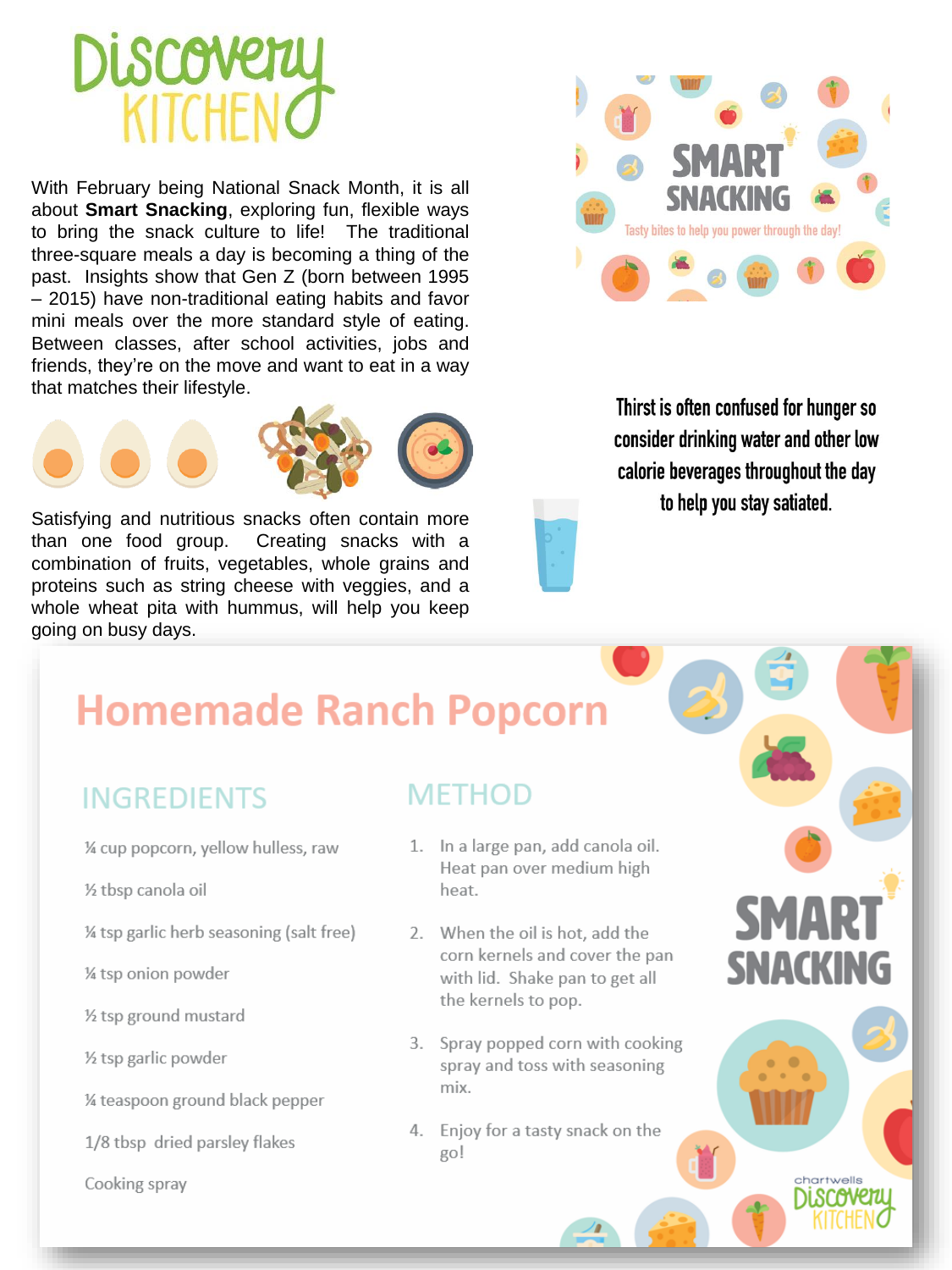# Discovery KITCHEN

With February being National Snack Month, it is all about **Smart Snacking**, exploring fun, flexible ways to bring the snack culture to life! The traditional three-square meals a day is becoming a thing of the past. Insights show that Gen Z (born between 1995 – 2015) have non-traditional eating habits and favor mini meals over the more standard style of eating. Between classes, after school activities, jobs and friends, they're on the move and want to eat in a way that matches their lifestyle.

Satisfying and nutritious snacks often contain more than one food group. Creating snacks with a combination of fruits, vegetables, whole grains and proteins such as string cheese with veggies, and a whole wheat pita with hummus, will help you keep going on busy days.

SMART SNACKING

Tasty bites to help you power through the day!

Thirst is often confused for hunger so consider drinking water and other low calorie beverages throughout the day to help you stay satiated.

## Homemade Ranch Popcorn

### INGREDIENTS

¼ cup popcorn, yellow hulless, raw

½ tbsp canola oil

¼ tsp garlic herb seasoning (salt free)

¼ tsp onion powder

½ tsp ground mustard

½ tsp garlic powder

¼ teaspoon ground black pepper

1/8 tbsp dried parsley flakes

Cooking spray

### METHOD

1. In a large pan, add canola oil. Heat pan over medium high heat.
2. When the oil is hot, add the corn kernels and cover the pan with lid. Shake pan to get all the kernels to pop.
3. Spray popped corn with cooking spray and toss with seasoning mix.
4. Enjoy for a tasty snack on the go!

SMART SNACKING

chartwells Discovery KITCHEN